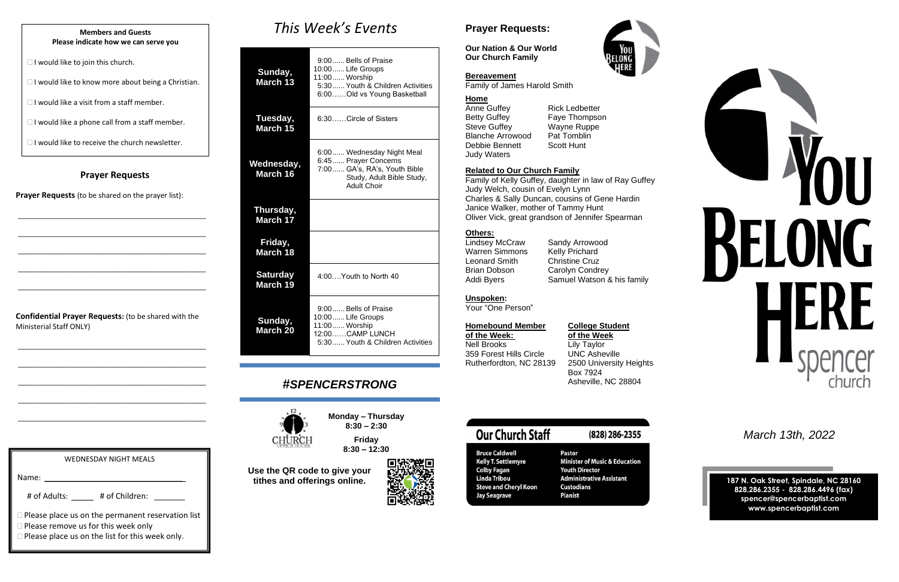**Members and Guests**
**Please indicate how we can serve you**

- ☐ I would like to join this church.
- ☐ I would like to know more about being a Christian.
- ☐ I would like a visit from a staff member.
- ☐ I would like a phone call from a staff member.
- ☐ I would like to receive the church newsletter.

## Prayer Requests

**Prayer Requests** (to be shared on the prayer list):

\_\_\_\_\_\_\_\_\_\_\_\_\_\_\_\_\_\_\_\_\_\_\_\_\_\_\_\_\_\_\_\_\_\_\_\_\_\_\_\_

\_\_\_\_\_\_\_\_\_\_\_\_\_\_\_\_\_\_\_\_\_\_\_\_\_\_\_\_\_\_\_\_\_\_\_\_\_\_\_\_

\_\_\_\_\_\_\_\_\_\_\_\_\_\_\_\_\_\_\_\_\_\_\_\_\_\_\_\_\_\_\_\_\_\_\_\_\_\_\_\_

\_\_\_\_\_\_\_\_\_\_\_\_\_\_\_\_\_\_\_\_\_\_\_\_\_\_\_\_\_\_\_\_\_\_\_\_\_\_\_\_

\_\_\_\_\_\_\_\_\_\_\_\_\_\_\_\_\_\_\_\_\_\_\_\_\_\_\_\_\_\_\_\_\_\_\_\_\_\_\_\_

**Confidential Prayer Requests:** (to be shared with the Ministerial Staff ONLY)

\_\_\_\_\_\_\_\_\_\_\_\_\_\_\_\_\_\_\_\_\_\_\_\_\_\_\_\_\_\_\_\_\_\_\_\_\_\_\_\_

\_\_\_\_\_\_\_\_\_\_\_\_\_\_\_\_\_\_\_\_\_\_\_\_\_\_\_\_\_\_\_\_\_\_\_\_\_\_\_\_

\_\_\_\_\_\_\_\_\_\_\_\_\_\_\_\_\_\_\_\_\_\_\_\_\_\_\_\_\_\_\_\_\_\_\_\_\_\_\_\_

\_\_\_\_\_\_\_\_\_\_\_\_\_\_\_\_\_\_\_\_\_\_\_\_\_\_\_\_\_\_\_\_\_\_\_\_\_\_\_\_

\_\_\_\_\_\_\_\_\_\_\_\_\_\_\_\_\_\_\_\_\_\_\_\_\_\_\_\_\_\_\_\_\_\_\_\_\_\_\_\_

WEDNESDAY NIGHT MEALS

Name: \_\_\_\_\_\_\_\_\_\_\_\_\_\_\_\_\_\_\_\_\_\_\_\_\_\_\_\_

# of Adults: \_\_\_\_\_ # of Children: \_\_\_\_\_\_\_

- ☐ Please place us on the permanent reservation list
- ☐ Please remove us for this week only
- ☐ Please place us on the list for this week only.

# *This Week's Events*

| Day | Events |
|---|---|
| **Sunday, March 13** | 9:00...... Bells of Praise<br>10:00...... Life Groups<br>11:00...... Worship<br>5:30...... Youth & Children Activities<br>6:00......Old vs Young Basketball |
| **Tuesday, March 15** | 6:30......Circle of Sisters |
| **Wednesday, March 16** | 6:00...... Wednesday Night Meal<br>6:45...... Prayer Concerns<br>7:00...... GA's, RA's, Youth Bible Study, Adult Bible Study, Adult Choir |
| **Thursday, March 17** | |
| **Friday, March 18** | |
| **Saturday March 19** | 4:00....Youth to North 40 |
| **Sunday, March 20** | 9:00...... Bells of Praise<br>10:00...... Life Groups<br>11:00...... Worship<br>12:00......CAMP LUNCH<br>5:30...... Youth & Children Activities |

## *#SPENCERSTRONG*

CHURCH OFFICE HOURS

**Monday – Thursday**
**8:30 – 2:30**

**Friday**
**8:30 – 12:30**

**Use the QR code to give your tithes and offerings online.**

## Prayer Requests:

**Our Nation & Our World**
**Our Church Family**

**Bereavement**
Family of James Harold Smith

**Home**
- Anne Guffey
- Betty Guffey
- Steve Guffey
- Blanche Arrowood
- Debbie Bennett
- Judy Waters
- Rick Ledbetter
- Faye Thompson
- Wayne Ruppe
- Pat Tomblin
- Scott Hunt

**Related to Our Church Family**
- Family of Kelly Guffey, daughter in law of Ray Guffey
- Judy Welch, cousin of Evelyn Lynn
- Charles & Sally Duncan, cousins of Gene Hardin
- Janice Walker, mother of Tammy Hunt
- Oliver Vick, great grandson of Jennifer Spearman

**Others:**
- Lindsey McCraw
- Warren Simmons
- Leonard Smith
- Brian Dobson
- Addi Byers
- Sandy Arrowood
- Kelly Prichard
- Christine Cruz
- Carolyn Condrey
- Samuel Watson & his family

**Unspoken:**
Your "One Person"

**Homebound Member of the Week:**
Nell Brooks
359 Forest Hills Circle
Rutherfordton, NC 28139

**College Student of the Week**
Lily Taylor
UNC Asheville
2500 University Heights
Box 7924
Asheville, NC 28804

## Our Church Staff (828) 286-2355

| Name | Position |
|---|---|
| Bruce Caldwell | Pastor |
| Kelly T. Settlemyre | Minister of Music & Education |
| Colby Fagan | Youth Director |
| Linda Tribou | Administrative Assistant |
| Steve and Cheryl Koon | Custodians |
| Jay Seagrave | Pianist |

# YOU BELONG HERE
spencer church

*March 13th, 2022*

**187 N. Oak Street, Spindale, NC 28160**
**828.286.2355 - 828.286.4496 (fax)**
**spencer@spencerbaptist.com**
**www.spencerbaptist.com**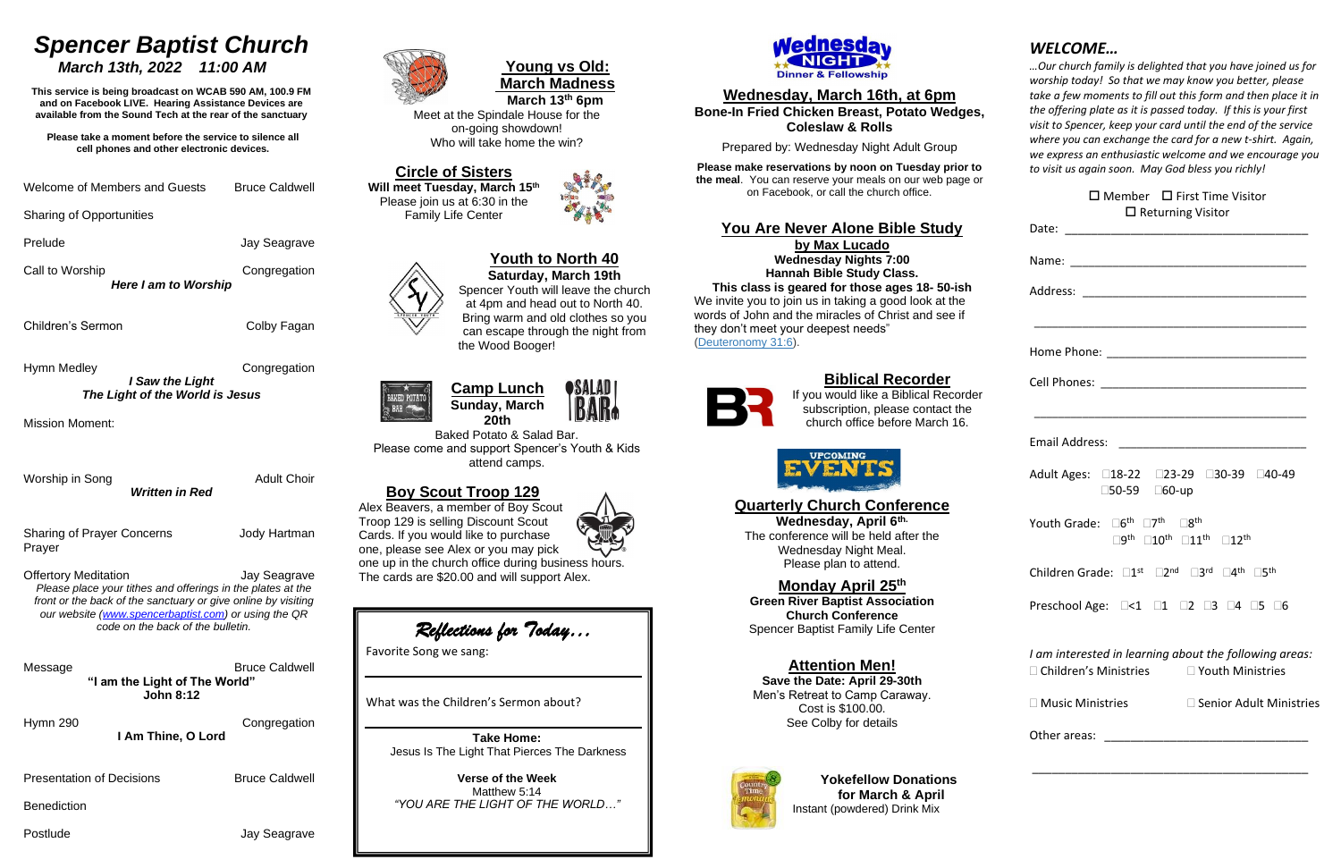# Spencer Baptist Church

***March 13th, 2022 11:00 AM***

**This service is being broadcast on WCAB 590 AM, 100.9 FM and on Facebook LIVE. Hearing Assistance Devices are available from the Sound Tech at the rear of the sanctuary**

**Please take a moment before the service to silence all cell phones and other electronic devices.**

Welcome of Members and Guests — Bruce Caldwell

Sharing of Opportunities

Prelude — Jay Seagrave

Call to Worship — Congregation
***Here I am to Worship***

Children's Sermon — Colby Fagan

Hymn Medley — Congregation
***I Saw the Light***
***The Light of the World is Jesus***

Mission Moment:

Worship in Song — Adult Choir
***Written in Red***

Sharing of Prayer Concerns — Jody Hartman
Prayer

Offertory Meditation — Jay Seagrave
*Please place your tithes and offerings in the plates at the front or the back of the sanctuary or give online by visiting our website (www.spencerbaptist.com) or using the QR code on the back of the bulletin.*

Message — Bruce Caldwell
**"I am the Light of The World"**
**John 8:12**

Hymn 290 — Congregation
**I Am Thine, O Lord**

Presentation of Decisions — Bruce Caldwell

Benediction

Postlude — Jay Seagrave

## Young vs Old: March Madness

**March 13th 6pm**

Meet at the Spindale House for the on-going showdown!
Who will take home the win?

## Circle of Sisters

**Will meet Tuesday, March 15th**
Please join us at 6:30 in the Family Life Center

## Youth to North 40

**Saturday, March 19th**
Spencer Youth will leave the church at 4pm and head out to North 40. Bring warm and old clothes so you can escape through the night from the Wood Booger!

## Camp Lunch

**Sunday, March 20th**
Baked Potato & Salad Bar.
Please come and support Spencer's Youth & Kids attend camps.

## Boy Scout Troop 129

Alex Beavers, a member of Boy Scout Troop 129 is selling Discount Scout Cards. If you would like to purchase one, please see Alex or you may pick one up in the church office during business hours. The cards are $20.00 and will support Alex.

## *Reflections for Today…*

Favorite Song we sang:

______________________________

What was the Children's Sermon about?

______________________________

**Take Home:**
Jesus Is The Light That Pierces The Darkness

**Verse of the Week**
Matthew 5:14
*"YOU ARE THE LIGHT OF THE WORLD…"*

## Wednesday, March 16th, at 6pm

**Bone-In Fried Chicken Breast, Potato Wedges, Coleslaw & Rolls**

Prepared by: Wednesday Night Adult Group

**Please make reservations by noon on Tuesday prior to the meal**. You can reserve your meals on our web page or on Facebook, or call the church office.

## You Are Never Alone Bible Study

**by Max Lucado**
**Wednesday Nights 7:00**
**Hannah Bible Study Class.**
**This class is geared for those ages 18- 50-ish**

We invite you to join us in taking a good look at the words of John and the miracles of Christ and see if they don't meet your deepest needs" (Deuteronomy 31:6).

## Biblical Recorder

If you would like a Biblical Recorder subscription, please contact the church office before March 16.

## Quarterly Church Conference

**Wednesday, April 6th.**
The conference will be held after the Wednesday Night Meal.
Please plan to attend.

## Monday April 25th

**Green River Baptist Association Church Conference**
Spencer Baptist Family Life Center

## Attention Men!

**Save the Date: April 29-30th**
Men's Retreat to Camp Caraway.
Cost is $100.00.
See Colby for details

## Yokefellow Donations for March & April

Instant (powdered) Drink Mix

## *WELCOME…*

*…Our church family is delighted that you have joined us for worship today! So that we may know you better, please take a few moments to fill out this form and then place it in the offering plate as it is passed today. If this is your first visit to Spencer, keep your card until the end of the service where you can exchange the card for a new t-shirt. Again, we express an enthusiastic welcome and we encourage you to visit us again soon. May God bless you richly!*

☐ Member ☐ First Time Visitor
☐ Returning Visitor

Date: ______________________________

Name: ______________________________

Address: ______________________________

______________________________

Home Phone: ______________________________

Cell Phones: ______________________________

______________________________

Email Address: ______________________________

Adult Ages: ☐18-22 ☐23-29 ☐30-39 ☐40-49 ☐50-59 ☐60-up

Youth Grade: ☐6th ☐7th ☐8th ☐9th ☐10th ☐11th ☐12th

Children Grade: ☐1st ☐2nd ☐3rd ☐4th ☐5th

Preschool Age: ☐<1 ☐1 ☐2 ☐3 ☐4 ☐5 ☐6

*I am interested in learning about the following areas:*

☐ Children's Ministries ☐ Youth Ministries

☐ Music Ministries ☐ Senior Adult Ministries

Other areas: ______________________________

______________________________